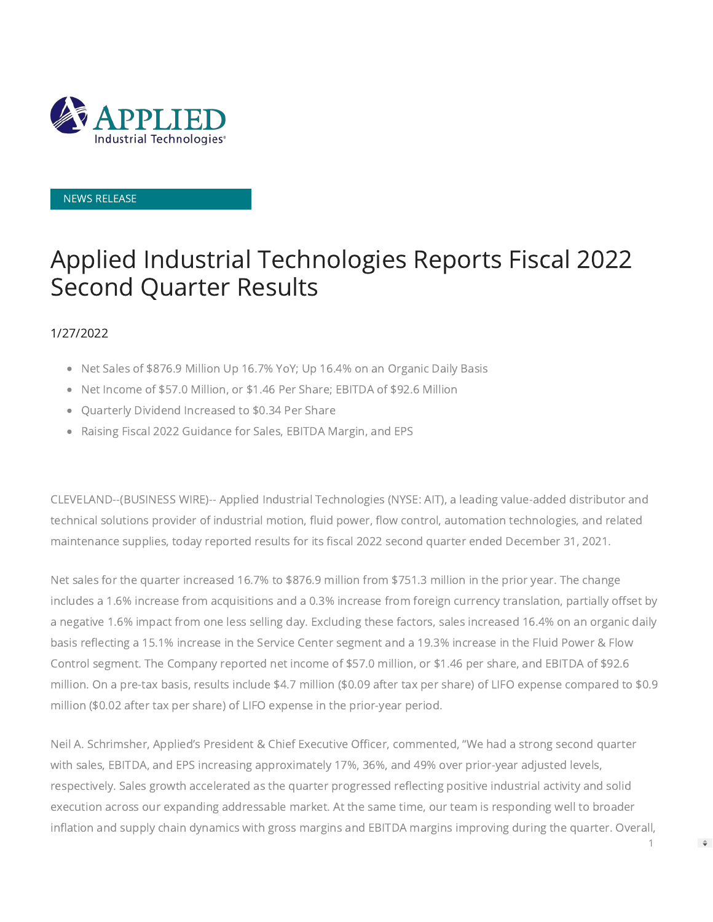Applied Industrial Technologies

NEWS RELEASE

# Applied Industrial Technologies Reports Fiscal 2022 Second Quarter Results

1/27/2022

- Net Sales of $876.9 Million Up 16.7% YoY; Up 16.4% on an Organic Daily Basis
- Net Income of $57.0 Million, or $1.46 Per Share; EBITDA of $92.6 Million
- Quarterly Dividend Increased to $0.34 Per Share
- Raising Fiscal 2022 Guidance for Sales, EBITDA Margin, and EPS

CLEVELAND--(BUSINESS WIRE)-- Applied Industrial Technologies (NYSE: AIT), a leading value-added distributor and technical solutions provider of industrial motion, fluid power, flow control, automation technologies, and related maintenance supplies, today reported results for its fiscal 2022 second quarter ended December 31, 2021.

Net sales for the quarter increased 16.7% to $876.9 million from $751.3 million in the prior year. The change includes a 1.6% increase from acquisitions and a 0.3% increase from foreign currency translation, partially offset by a negative 1.6% impact from one less selling day. Excluding these factors, sales increased 16.4% on an organic daily basis reflecting a 15.1% increase in the Service Center segment and a 19.3% increase in the Fluid Power & Flow Control segment. The Company reported net income of $57.0 million, or $1.46 per share, and EBITDA of $92.6 million. On a pre-tax basis, results include $4.7 million ($0.09 after tax per share) of LIFO expense compared to $0.9 million ($0.02 after tax per share) of LIFO expense in the prior-year period.

Neil A. Schrimsher, Applied's President & Chief Executive Officer, commented, "We had a strong second quarter with sales, EBITDA, and EPS increasing approximately 17%, 36%, and 49% over prior-year adjusted levels, respectively. Sales growth accelerated as the quarter progressed reflecting positive industrial activity and solid execution across our expanding addressable market. At the same time, our team is responding well to broader inflation and supply chain dynamics with gross margins and EBITDA margins improving during the quarter. Overall,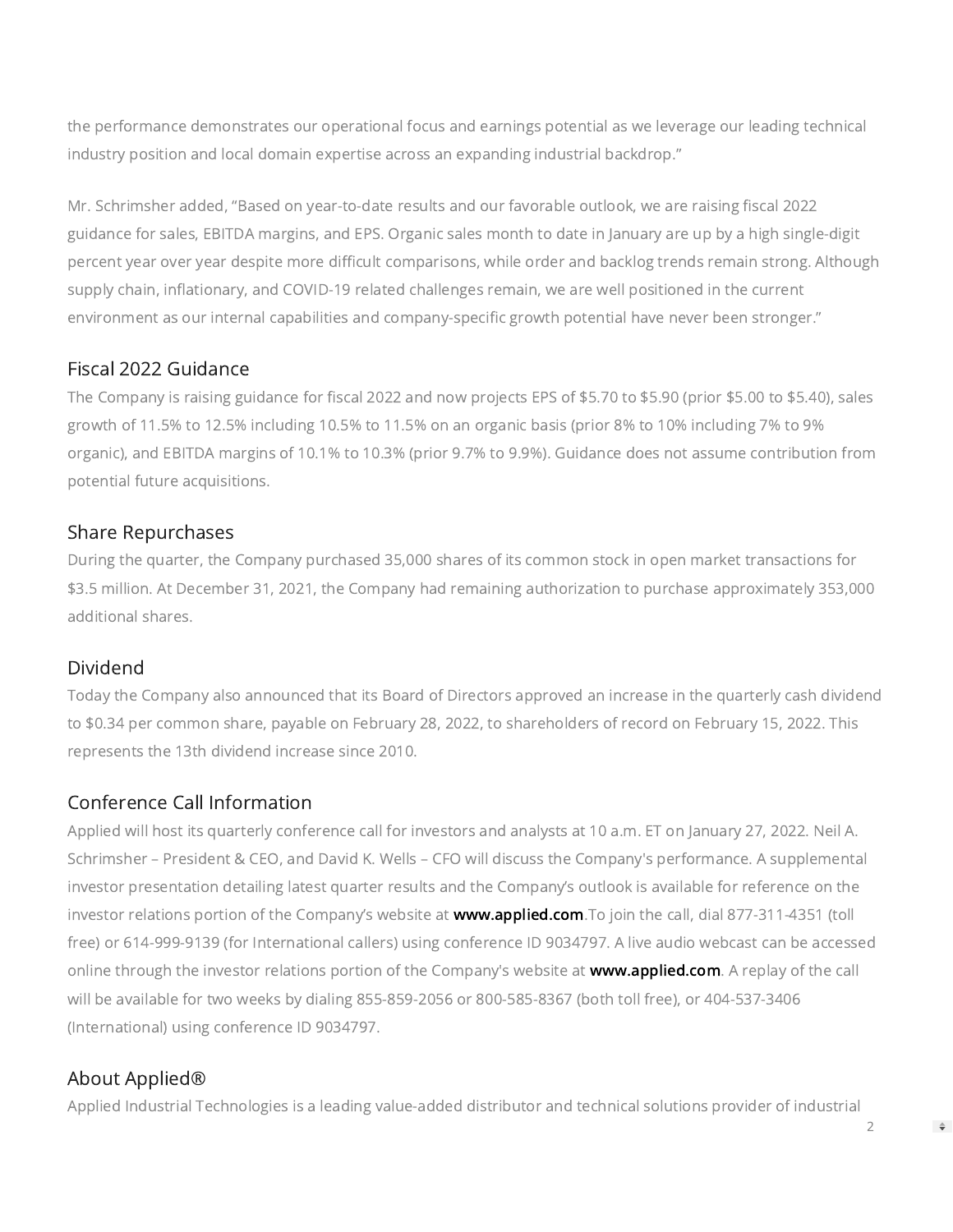the performance demonstrates our operational focus and earnings potential as we leverage our leading technical industry position and local domain expertise across an expanding industrial backdrop."

Mr. Schrimsher added, "Based on year-to-date results and our favorable outlook, we are raising fiscal 2022 guidance for sales, EBITDA margins, and EPS. Organic sales month to date in January are up by a high single-digit percent year over year despite more difficult comparisons, while order and backlog trends remain strong. Although supply chain, inflationary, and COVID-19 related challenges remain, we are well positioned in the current environment as our internal capabilities and company-specific growth potential have never been stronger."

## Fiscal 2022 Guidance

The Company is raising guidance for fiscal 2022 and now projects EPS of $5.70 to $5.90 (prior $5.00 to $5.40), sales growth of 11.5% to 12.5% including 10.5% to 11.5% on an organic basis (prior 8% to 10% including 7% to 9% organic), and EBITDA margins of 10.1% to 10.3% (prior 9.7% to 9.9%). Guidance does not assume contribution from potential future acquisitions.

## Share Repurchases

During the quarter, the Company purchased 35,000 shares of its common stock in open market transactions for $3.5 million. At December 31, 2021, the Company had remaining authorization to purchase approximately 353,000 additional shares.

## Dividend

Today the Company also announced that its Board of Directors approved an increase in the quarterly cash dividend to $0.34 per common share, payable on February 28, 2022, to shareholders of record on February 15, 2022. This represents the 13th dividend increase since 2010.

## Conference Call Information

Applied will host its quarterly conference call for investors and analysts at 10 a.m. ET on January 27, 2022. Neil A. Schrimsher – President & CEO, and David K. Wells – CFO will discuss the Company's performance. A supplemental investor presentation detailing latest quarter results and the Company's outlook is available for reference on the investor relations portion of the Company's website at **www.applied.com**.To join the call, dial 877-311-4351 (toll free) or 614-999-9139 (for International callers) using conference ID 9034797. A live audio webcast can be accessed online through the investor relations portion of the Company's website at **www.applied.com**. A replay of the call will be available for two weeks by dialing 855-859-2056 or 800-585-8367 (both toll free), or 404-537-3406 (International) using conference ID 9034797.

## About Applied®

Applied Industrial Technologies is a leading value-added distributor and technical solutions provider of industrial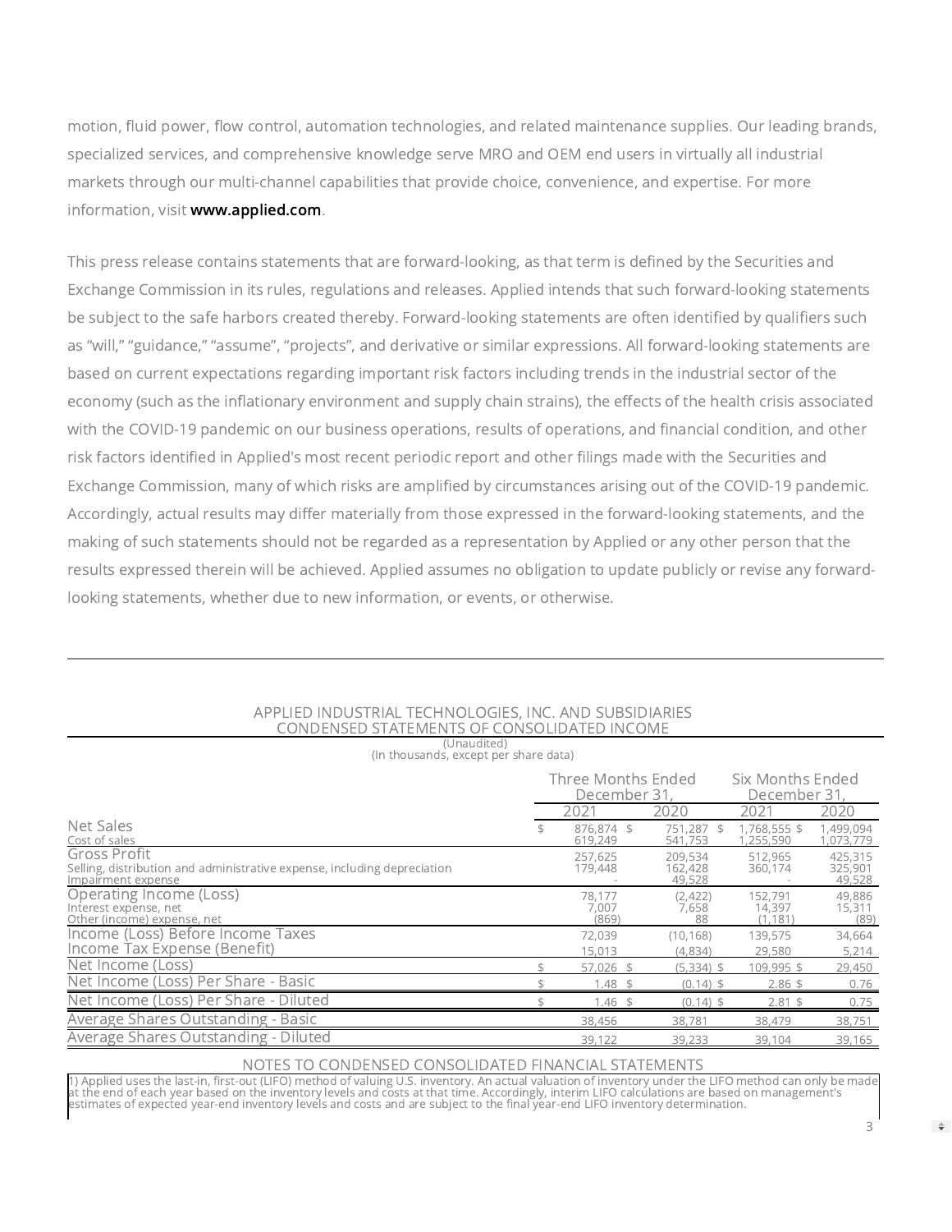motion, fluid power, flow control, automation technologies, and related maintenance supplies. Our leading brands, specialized services, and comprehensive knowledge serve MRO and OEM end users in virtually all industrial markets through our multi-channel capabilities that provide choice, convenience, and expertise. For more information, visit **www.applied.com**.

This press release contains statements that are forward-looking, as that term is defined by the Securities and Exchange Commission in its rules, regulations and releases. Applied intends that such forward-looking statements be subject to the safe harbors created thereby. Forward-looking statements are often identified by qualifiers such as “will,” “guidance,” “assume”, “projects”, and derivative or similar expressions. All forward-looking statements are based on current expectations regarding important risk factors including trends in the industrial sector of the economy (such as the inflationary environment and supply chain strains), the effects of the health crisis associated with the COVID-19 pandemic on our business operations, results of operations, and financial condition, and other risk factors identified in Applied's most recent periodic report and other filings made with the Securities and Exchange Commission, many of which risks are amplified by circumstances arising out of the COVID-19 pandemic. Accordingly, actual results may differ materially from those expressed in the forward-looking statements, and the making of such statements should not be regarded as a representation by Applied or any other person that the results expressed therein will be achieved. Applied assumes no obligation to update publicly or revise any forward-looking statements, whether due to new information, or events, or otherwise.

---

APPLIED INDUSTRIAL TECHNOLOGIES, INC. AND SUBSIDIARIES
CONDENSED STATEMENTS OF CONSOLIDATED INCOME
(Unaudited)
(In thousands, except per share data)

| | Three Months Ended December 31, | | Six Months Ended December 31, | |
|---|---|---|---|---|
| | 2021 | 2020 | 2021 | 2020 |
| Net Sales | $ 876,874 | $ 751,287 | $ 1,768,555 | $ 1,499,094 |
| Cost of sales | 619,249 | 541,753 | 1,255,590 | 1,073,779 |
| Gross Profit | 257,625 | 209,534 | 512,965 | 425,315 |
| Selling, distribution and administrative expense, including depreciation | 179,448 | 162,428 | 360,174 | 325,901 |
| Impairment expense | - | 49,528 | - | 49,528 |
| Operating Income (Loss) | 78,177 | (2,422) | 152,791 | 49,886 |
| Interest expense, net | 7,007 | 7,658 | 14,397 | 15,311 |
| Other (income) expense, net | (869) | 88 | (1,181) | (89) |
| Income (Loss) Before Income Taxes | 72,039 | (10,168) | 139,575 | 34,664 |
| Income Tax Expense (Benefit) | 15,013 | (4,834) | 29,580 | 5,214 |
| Net Income (Loss) | $ 57,026 | $ (5,334) | $ 109,995 | $ 29,450 |
| Net Income (Loss) Per Share - Basic | $ 1.48 | $ (0.14) | $ 2.86 | $ 0.76 |
| Net Income (Loss) Per Share - Diluted | $ 1.46 | $ (0.14) | $ 2.81 | $ 0.75 |
| Average Shares Outstanding - Basic | 38,456 | 38,781 | 38,479 | 38,751 |
| Average Shares Outstanding - Diluted | 39,122 | 39,233 | 39,104 | 39,165 |

NOTES TO CONDENSED CONSOLIDATED FINANCIAL STATEMENTS

1) Applied uses the last-in, first-out (LIFO) method of valuing U.S. inventory. An actual valuation of inventory under the LIFO method can only be made at the end of each year based on the inventory levels and costs at that time. Accordingly, interim LIFO calculations are based on management's estimates of expected year-end inventory levels and costs and are subject to the final year-end LIFO inventory determination.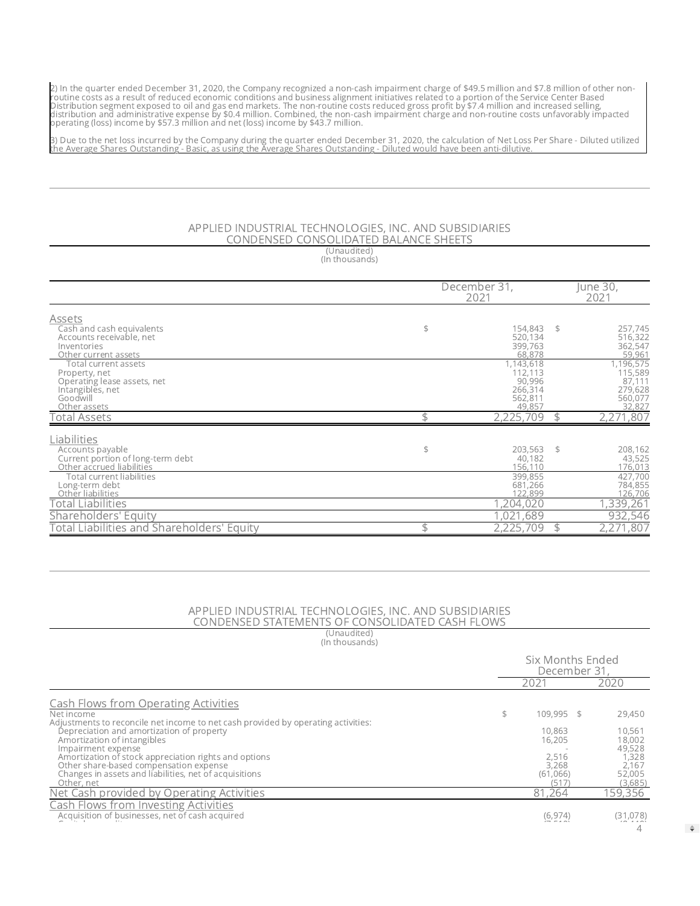2) In the quarter ended December 31, 2020, the Company recognized a non-cash impairment charge of $49.5 million and $7.8 million of other non-routine costs as a result of reduced economic conditions and business alignment initiatives related to a portion of the Service Center Based Distribution segment exposed to oil and gas end markets. The non-routine costs reduced gross profit by $7.4 million and increased selling, distribution and administrative expense by $0.4 million. Combined, the non-cash impairment charge and non-routine costs unfavorably impacted operating (loss) income by $57.3 million and net (loss) income by $43.7 million.

3) Due to the net loss incurred by the Company during the quarter ended December 31, 2020, the calculation of Net Loss Per Share - Diluted utilized the Average Shares Outstanding - Basic, as using the Average Shares Outstanding - Diluted would have been anti-dilutive.

## APPLIED INDUSTRIAL TECHNOLOGIES, INC. AND SUBSIDIARIES
## CONDENSED CONSOLIDATED BALANCE SHEETS

(Unaudited)
(In thousands)

| | December 31, 2021 | June 30, 2021 |
|---|---|---|
| **Assets** | | |
| Cash and cash equivalents | $ 154,843 | $ 257,745 |
| Accounts receivable, net | 520,134 | 516,322 |
| Inventories | 399,763 | 362,547 |
| Other current assets | 68,878 | 59,961 |
| Total current assets | 1,143,618 | 1,196,575 |
| Property, net | 112,113 | 115,589 |
| Operating lease assets, net | 90,996 | 87,111 |
| Intangibles, net | 266,314 | 279,628 |
| Goodwill | 562,811 | 560,077 |
| Other assets | 49,857 | 32,827 |
| Total Assets | $ 2,225,709 | $ 2,271,807 |
| **Liabilities** | | |
| Accounts payable | $ 203,563 | $ 208,162 |
| Current portion of long-term debt | 40,182 | 43,525 |
| Other accrued liabilities | 156,110 | 176,013 |
| Total current liabilities | 399,855 | 427,700 |
| Long-term debt | 681,266 | 784,855 |
| Other liabilities | 122,899 | 126,706 |
| Total Liabilities | 1,204,020 | 1,339,261 |
| Shareholders' Equity | 1,021,689 | 932,546 |
| Total Liabilities and Shareholders' Equity | $ 2,225,709 | $ 2,271,807 |

## APPLIED INDUSTRIAL TECHNOLOGIES, INC. AND SUBSIDIARIES
## CONDENSED STATEMENTS OF CONSOLIDATED CASH FLOWS

(Unaudited)
(In thousands)

| | Six Months Ended December 31, | |
|---|---|---|
| | 2021 | 2020 |
| **Cash Flows from Operating Activities** | | |
| Net income | $ 109,995 | $ 29,450 |
| Adjustments to reconcile net income to net cash provided by operating activities: | | |
| Depreciation and amortization of property | 10,863 | 10,561 |
| Amortization of intangibles | 16,205 | 18,002 |
| Impairment expense | - | 49,528 |
| Amortization of stock appreciation rights and options | 2,516 | 1,328 |
| Other share-based compensation expense | 3,268 | 2,167 |
| Changes in assets and liabilities, net of acquisitions | (61,066) | 52,005 |
| Other, net | (517) | (3,685) |
| Net Cash provided by Operating Activities | 81,264 | 159,356 |
| **Cash Flows from Investing Activities** | | |
| Acquisition of businesses, net of cash acquired | (6,974) | (31,078) |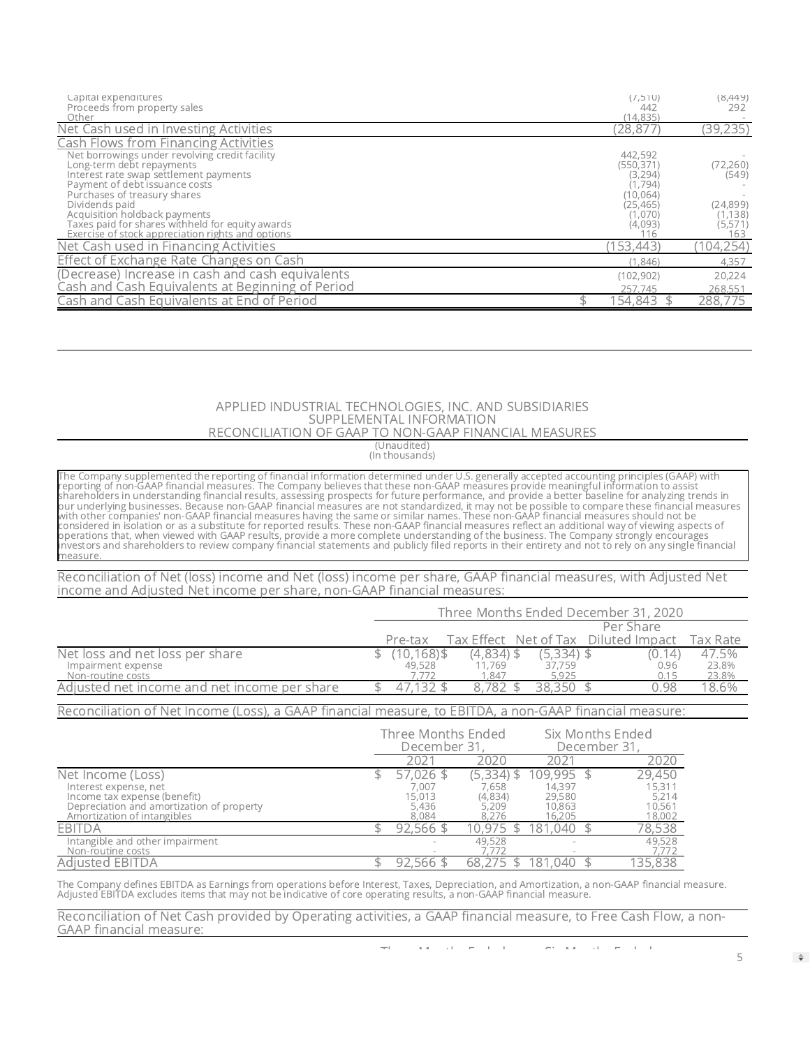| | | |
|---|---|---|
| Capital expenditures | (7,510) | (8,449) |
| Proceeds from property sales | 442 | 292 |
| Other | (14,835) | - |
| Net Cash used in Investing Activities | (28,877) | (39,235) |
| **Cash Flows from Financing Activities** | | |
| Net borrowings under revolving credit facility | 442,592 | - |
| Long-term debt repayments | (550,371) | (72,260) |
| Interest rate swap settlement payments | (3,294) | (549) |
| Payment of debt issuance costs | (1,794) | - |
| Purchases of treasury shares | (10,064) | - |
| Dividends paid | (25,465) | (24,899) |
| Acquisition holdback payments | (1,070) | (1,138) |
| Taxes paid for shares withheld for equity awards | (4,093) | (5,571) |
| Exercise of stock appreciation rights and options | 116 | 163 |
| Net Cash used in Financing Activities | (153,443) | (104,254) |
| Effect of Exchange Rate Changes on Cash | (1,846) | 4,357 |
| (Decrease) Increase in cash and cash equivalents | (102,902) | 20,224 |
| Cash and Cash Equivalents at Beginning of Period | 257,745 | 268,551 |
| Cash and Cash Equivalents at End of Period | $ 154,843 | $ 288,775 |

## APPLIED INDUSTRIAL TECHNOLOGIES, INC. AND SUBSIDIARIES
## SUPPLEMENTAL INFORMATION
## RECONCILIATION OF GAAP TO NON-GAAP FINANCIAL MEASURES

(Unaudited)
(In thousands)

The Company supplemented the reporting of financial information determined under U.S. generally accepted accounting principles (GAAP) with reporting of non-GAAP financial measures. The Company believes that these non-GAAP measures provide meaningful information to assist shareholders in understanding financial results, assessing prospects for future performance, and provide a better baseline for analyzing trends in our underlying businesses. Because non-GAAP financial measures are not standardized, it may not be possible to compare these financial measures with other companies' non-GAAP financial measures having the same or similar names. These non-GAAP financial measures should not be considered in isolation or as a substitute for reported results. These non-GAAP financial measures reflect an additional way of viewing aspects of operations that, when viewed with GAAP results, provide a more complete understanding of the business. The Company strongly encourages investors and shareholders to review company financial statements and publicly filed reports in their entirety and not to rely on any single financial measure.

### Reconciliation of Net (loss) income and Net (loss) income per share, GAAP financial measures, with Adjusted Net income and Adjusted Net income per share, non-GAAP financial measures:

| | Three Months Ended December 31, 2020 | | | | |
|---|---|---|---|---|---|
| | Pre-tax | Tax Effect | Net of Tax | Per Share Diluted Impact | Tax Rate |
| Net loss and net loss per share | $ (10,168) | $ (4,834) | $ (5,334) | $ (0.14) | 47.5% |
| Impairment expense | 49,528 | 11,769 | 37,759 | 0.96 | 23.8% |
| Non-routine costs | 7,772 | 1,847 | 5,925 | 0.15 | 23.8% |
| Adjusted net income and net income per share | $ 47,132 | $ 8,782 | $ 38,350 | $ 0.98 | 18.6% |

### Reconciliation of Net Income (Loss), a GAAP financial measure, to EBITDA, a non-GAAP financial measure:

| | Three Months Ended December 31, | | Six Months Ended December 31, | |
|---|---|---|---|---|
| | 2021 | 2020 | 2021 | 2020 |
| Net Income (Loss) | $ 57,026 | $ (5,334) | $ 109,995 | $ 29,450 |
| Interest expense, net | 7,007 | 7,658 | 14,397 | 15,311 |
| Income tax expense (benefit) | 15,013 | (4,834) | 29,580 | 5,214 |
| Depreciation and amortization of property | 5,436 | 5,209 | 10,863 | 10,561 |
| Amortization of intangibles | 8,084 | 8,276 | 16,205 | 18,002 |
| EBITDA | $ 92,566 | $ 10,975 | $ 181,040 | $ 78,538 |
| Intangible and other impairment | - | 49,528 | - | 49,528 |
| Non-routine costs | - | 7,772 | - | 7,772 |
| Adjusted EBITDA | $ 92,566 | $ 68,275 | $ 181,040 | $ 135,838 |

The Company defines EBITDA as Earnings from operations before Interest, Taxes, Depreciation, and Amortization, a non-GAAP financial measure. Adjusted EBITDA excludes items that may not be indicative of core operating results, a non-GAAP financial measure.

### Reconciliation of Net Cash provided by Operating activities, a GAAP financial measure, to Free Cash Flow, a non-GAAP financial measure: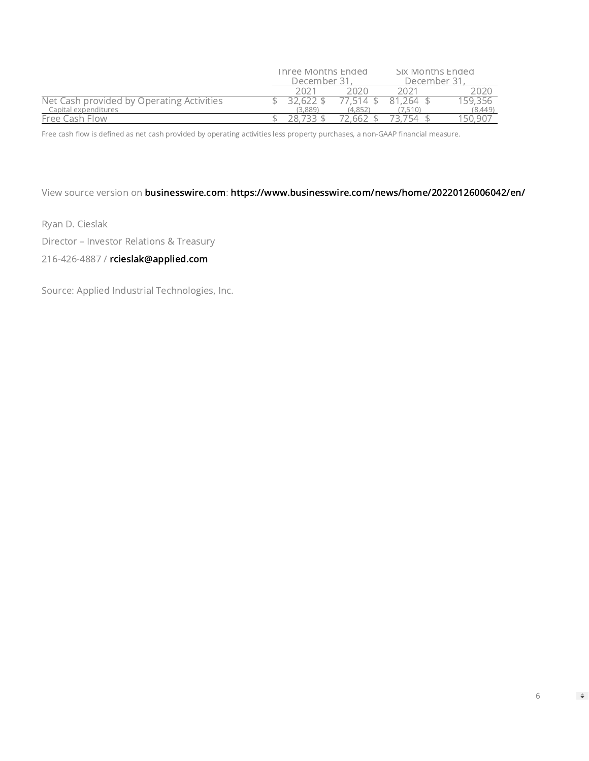| | Three Months Ended December 31, | | Six Months Ended December 31, | |
|---|---|---|---|---|
| | 2021 | 2020 | 2021 | 2020 |
| Net Cash provided by Operating Activities | $ 32,622 | $ 77,514 | $ 81,264 | $ 159,356 |
| Capital expenditures | (3,889) | (4,852) | (7,510) | (8,449) |
| Free Cash Flow | $ 28,733 | $ 72,662 | $ 73,754 | $ 150,907 |

Free cash flow is defined as net cash provided by operating activities less property purchases, a non-GAAP financial measure.

View source version on **businesswire.com**: **https://www.businesswire.com/news/home/20220126006042/en/**

Ryan D. Cieslak

Director – Investor Relations & Treasury

216-426-4887 / **rcieslak@applied.com**

Source: Applied Industrial Technologies, Inc.